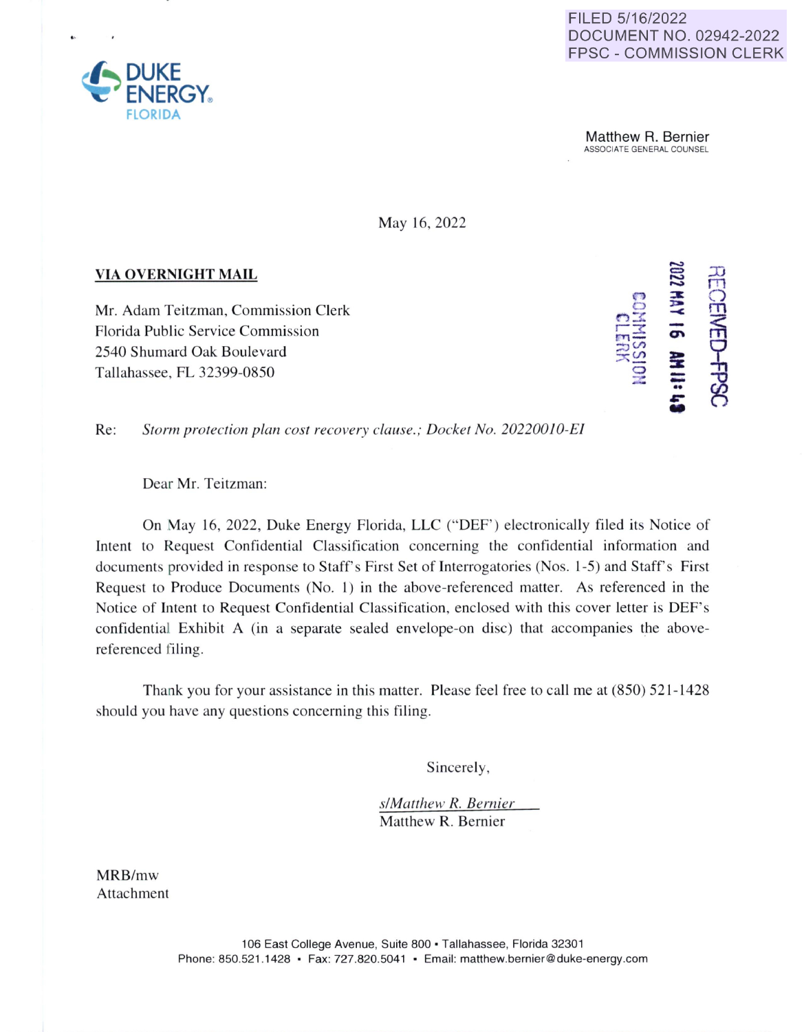FILED 5/16/2022
DOCUMENT NO. 02942-2022
FPSC - COMMISSION CLERK

DUKE ENERGY.
FLORIDA

Matthew R. Bernier
ASSOCIATE GENERAL COUNSEL

May 16, 2022

**VIA OVERNIGHT MAIL**

RECEIVED-FPSC
2022 MAY 16 AM 11:43
COMMISSION CLERK

Mr. Adam Teitzman, Commission Clerk
Florida Public Service Commission
2540 Shumard Oak Boulevard
Tallahassee, FL 32399-0850

Re: *Storm protection plan cost recovery clause.; Docket No. 20220010-EI*

Dear Mr. Teitzman:

On May 16, 2022, Duke Energy Florida, LLC ("DEF") electronically filed its Notice of Intent to Request Confidential Classification concerning the confidential information and documents provided in response to Staff's First Set of Interrogatories (Nos. 1-5) and Staff's First Request to Produce Documents (No. 1) in the above-referenced matter. As referenced in the Notice of Intent to Request Confidential Classification, enclosed with this cover letter is DEF's confidential Exhibit A (in a separate sealed envelope-on disc) that accompanies the above-referenced filing.

Thank you for your assistance in this matter. Please feel free to call me at (850) 521-1428 should you have any questions concerning this filing.

Sincerely,

*s/Matthew R. Bernier*
Matthew R. Bernier

MRB/mw
Attachment

106 East College Avenue, Suite 800 • Tallahassee, Florida 32301
Phone: 850.521.1428 • Fax: 727.820.5041 • Email: matthew.bernier@duke-energy.com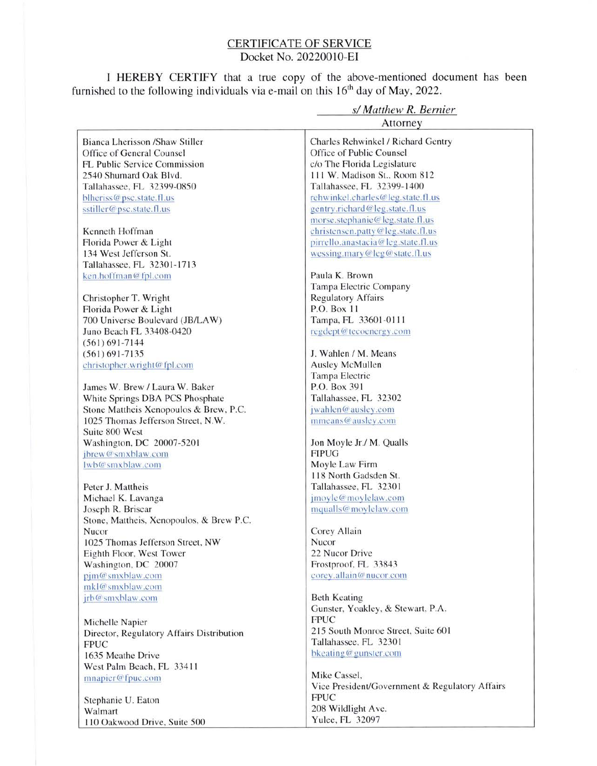## CERTIFICATE OF SERVICE

Docket No. 20220010-EI

I HEREBY CERTIFY that a true copy of the above-mentioned document has been furnished to the following individuals via e-mail on this 16th day of May, 2022.

*s/ Matthew R. Bernier*
Attorney

Bianca Lherisson /Shaw Stiller
Office of General Counsel
FL Public Service Commission
2540 Shumard Oak Blvd.
Tallahassee, FL 32399-0850
blheriss@psc.state.fl.us
sstiller@psc.state.fl.us

Kenneth Hoffman
Florida Power & Light
134 West Jefferson St.
Tallahassee, FL 32301-1713
ken.hoffman@fpl.com

Christopher T. Wright
Florida Power & Light
700 Universe Boulevard (JB/LAW)
Juno Beach FL 33408-0420
(561) 691-7144
(561) 691-7135
christopher.wright@fpl.com

James W. Brew / Laura W. Baker
White Springs DBA PCS Phosphate
Stone Mattheis Xenopoulos & Brew, P.C.
1025 Thomas Jefferson Street, N.W.
Suite 800 West
Washington, DC 20007-5201
jbrew@smxblaw.com
lwb@smxblaw.com

Peter J. Mattheis
Michael K. Lavanga
Joseph R. Briscar
Stone, Mattheis, Xenopoulos, & Brew P.C.
Nucor
1025 Thomas Jefferson Street, NW
Eighth Floor, West Tower
Washington, DC 20007
pjm@smxblaw.com
mkl@smxblaw.com
jrb@smxblaw.com

Michelle Napier
Director, Regulatory Affairs Distribution
FPUC
1635 Meathe Drive
West Palm Beach, FL 33411
mnapier@fpuc.com

Stephanie U. Eaton
Walmart
110 Oakwood Drive, Suite 500

Charles Rehwinkel / Richard Gentry
Office of Public Counsel
c/o The Florida Legislature
111 W. Madison St., Room 812
Tallahassee, FL 32399-1400
rehwinkel.charles@leg.state.fl.us
gentry.richard@leg.state.fl.us
morse.stephanie@leg.state.fl.us
christensen.patty@leg.state.fl.us
pirrello.anastacia@leg.state.fl.us
wessing.mary@leg@state.fl.us

Paula K. Brown
Tampa Electric Company
Regulatory Affairs
P.O. Box 11
Tampa, FL 33601-0111
regdept@tecoenergy.com

J. Wahlen / M. Means
Ausley McMullen
Tampa Electric
P.O. Box 391
Tallahassee, FL 32302
jwahlen@ausley.com
mmeans@ausley.com

Jon Moyle Jr./ M. Qualls
FIPUG
Moyle Law Firm
118 North Gadsden St.
Tallahassee, FL 32301
jmoyle@moylelaw.com
mqualls@moylelaw.com

Corey Allain
Nucor
22 Nucor Drive
Frostproof, FL 33843
corey.allain@nucor.com

Beth Keating
Gunster, Yoakley, & Stewart, P.A.
FPUC
215 South Monroe Street, Suite 601
Tallahassee, FL 32301
bkeating@gunster.com

Mike Cassel,
Vice President/Government & Regulatory Affairs
FPUC
208 Wildlight Ave.
Yulee, FL 32097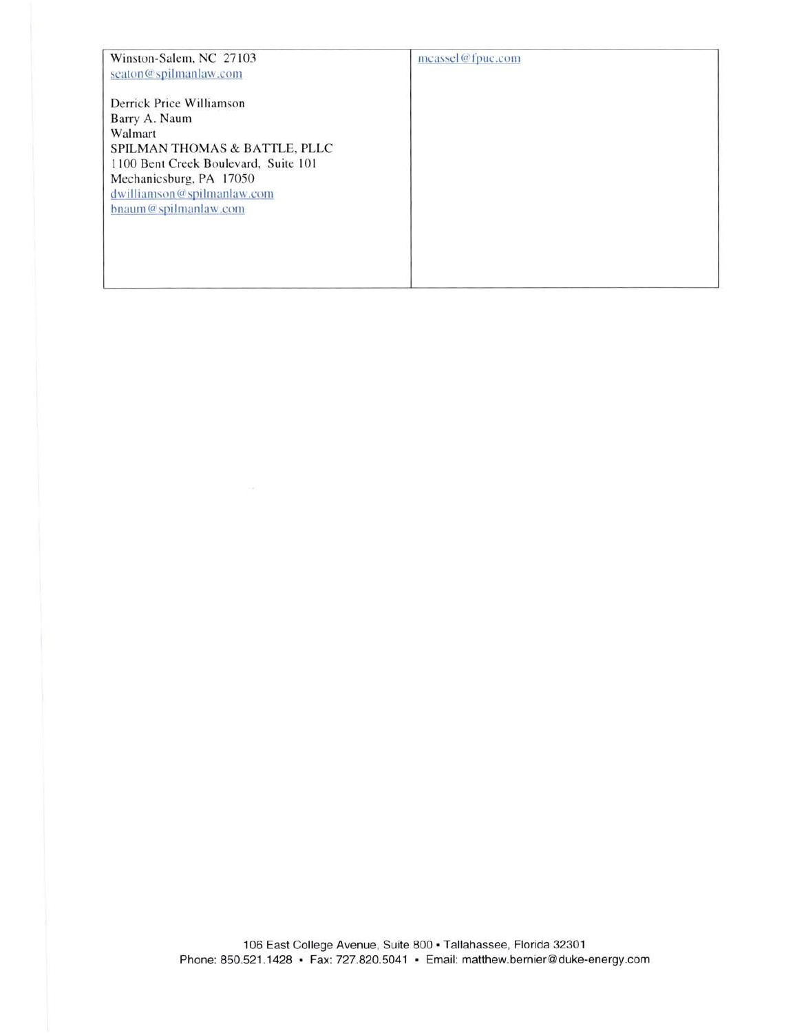| | |
|---|---|
| Winston-Salem, NC 27103<br>seaton@spilmanlaw.com<br><br>Derrick Price Williamson<br>Barry A. Naum<br>Walmart<br>SPILMAN THOMAS & BATTLE, PLLC<br>1100 Bent Creek Boulevard, Suite 101<br>Mechanicsburg, PA 17050<br>dwilliamson@spilmanlaw.com<br>bnaum@spilmanlaw.com | mcassel@fpuc.com |